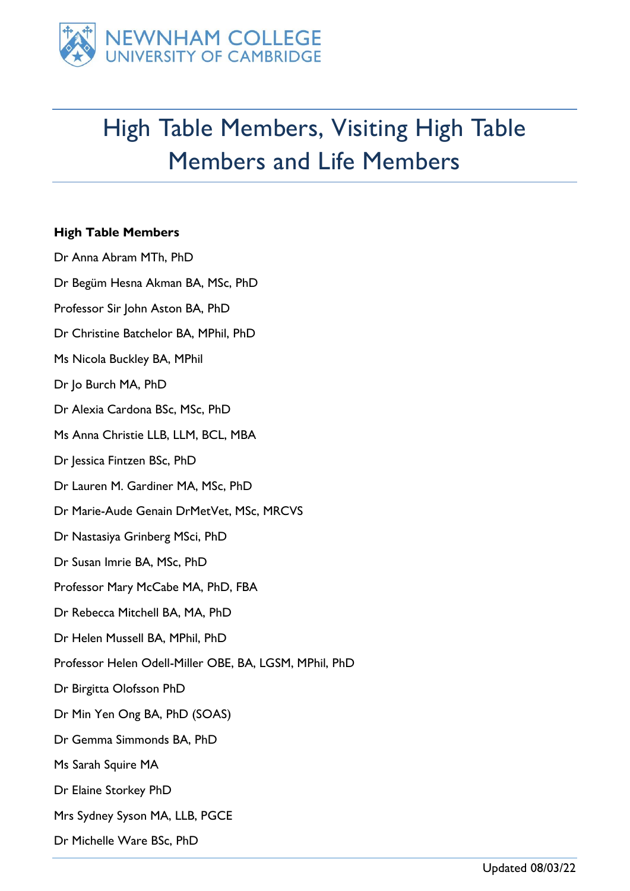NEWNHAM COLLEGE
UNIVERSITY OF CAMBRIDGE

# High Table Members, Visiting High Table Members and Life Members

**High Table Members**

Dr Anna Abram MTh, PhD

Dr Begüm Hesna Akman BA, MSc, PhD

Professor Sir John Aston BA, PhD

Dr Christine Batchelor BA, MPhil, PhD

Ms Nicola Buckley BA, MPhil

Dr Jo Burch MA, PhD

Dr Alexia Cardona BSc, MSc, PhD

Ms Anna Christie LLB, LLM, BCL, MBA

Dr Jessica Fintzen BSc, PhD

Dr Lauren M. Gardiner MA, MSc, PhD

Dr Marie-Aude Genain DrMetVet, MSc, MRCVS

Dr Nastasiya Grinberg MSci, PhD

Dr Susan Imrie BA, MSc, PhD

Professor Mary McCabe MA, PhD, FBA

Dr Rebecca Mitchell BA, MA, PhD

Dr Helen Mussell BA, MPhil, PhD

Professor Helen Odell-Miller OBE, BA, LGSM, MPhil, PhD

Dr Birgitta Olofsson PhD

Dr Min Yen Ong BA, PhD (SOAS)

Dr Gemma Simmonds BA, PhD

Ms Sarah Squire MA

Dr Elaine Storkey PhD

Mrs Sydney Syson MA, LLB, PGCE

Dr Michelle Ware BSc, PhD

Updated 08/03/22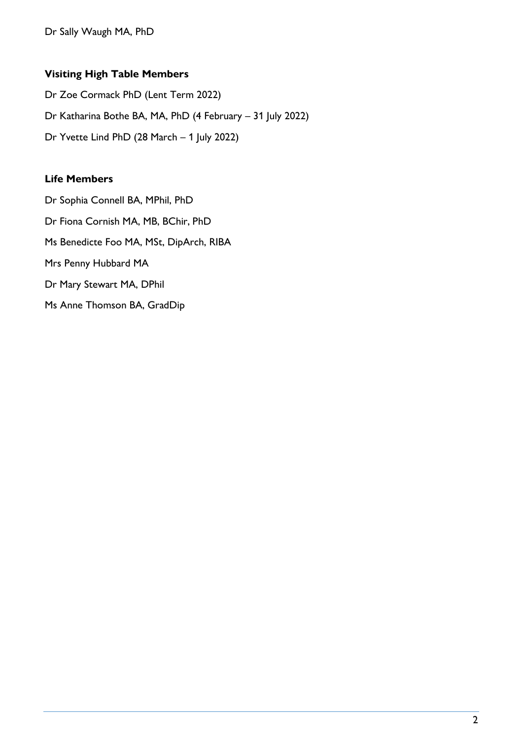Dr Sally Waugh MA, PhD

**Visiting High Table Members**

Dr Zoe Cormack PhD (Lent Term 2022)

Dr Katharina Bothe BA, MA, PhD (4 February – 31 July 2022)

Dr Yvette Lind PhD (28 March – 1 July 2022)

**Life Members**

Dr Sophia Connell BA, MPhil, PhD

Dr Fiona Cornish MA, MB, BChir, PhD

Ms Benedicte Foo MA, MSt, DipArch, RIBA

Mrs Penny Hubbard MA

Dr Mary Stewart MA, DPhil

Ms Anne Thomson BA, GradDip